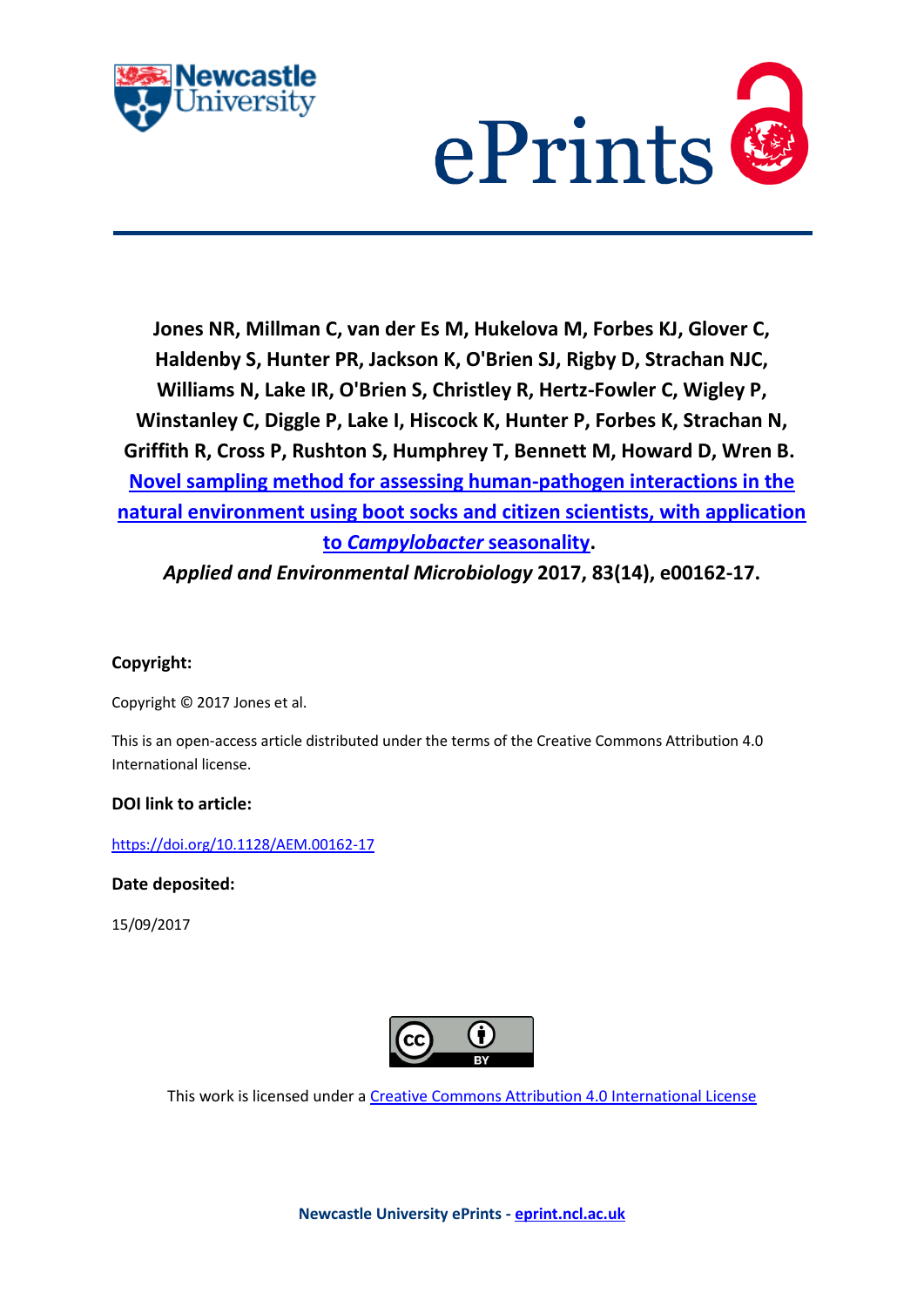**Jones NR, Millman C, van der Es M, Hukelova M, Forbes KJ, Glover C, Haldenby S, Hunter PR, Jackson K, O'Brien SJ, Rigby D, Strachan NJC, Williams N, Lake IR, O'Brien S, Christley R, Hertz-Fowler C, Wigley P, Winstanley C, Diggle P, Lake I, Hiscock K, Hunter P, Forbes K, Strachan N, Griffith R, Cross P, Rushton S, Humphrey T, Bennett M, Howard D, Wren B. Novel sampling method for assessing human-pathogen interactions in the natural environment using boot socks and citizen scientists, with application to *Campylobacter* seasonality. *Applied and Environmental Microbiology* 2017, 83(14), e00162-17.**

**Copyright:**

Copyright © 2017 Jones et al.

This is an open-access article distributed under the terms of the Creative Commons Attribution 4.0 International license.

**DOI link to article:**

https://doi.org/10.1128/AEM.00162-17

**Date deposited:**

15/09/2017

This work is licensed under a Creative Commons Attribution 4.0 International License

**Newcastle University ePrints - eprint.ncl.ac.uk**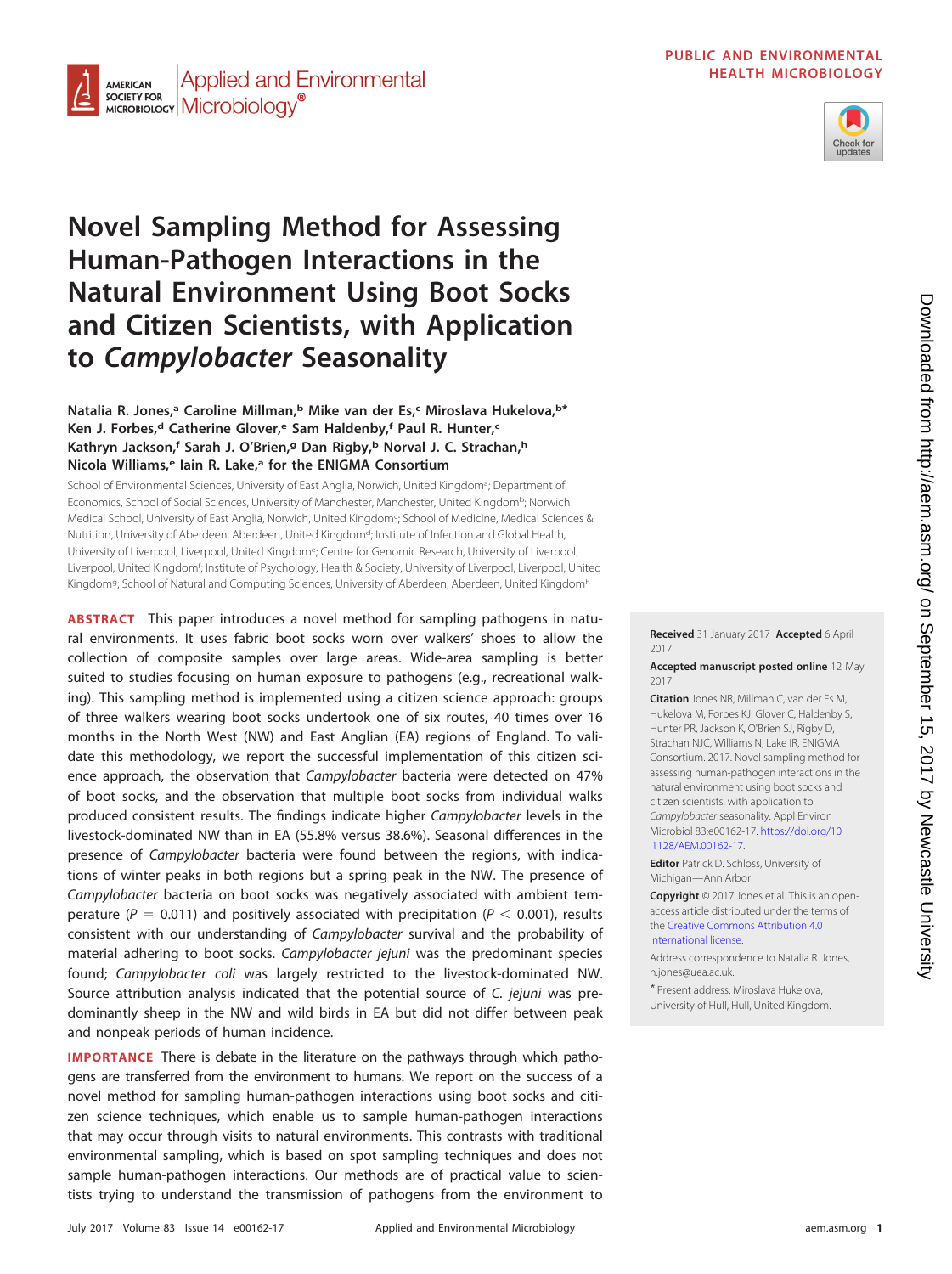# Novel Sampling Method for Assessing Human-Pathogen Interactions in the Natural Environment Using Boot Socks and Citizen Scientists, with Application to *Campylobacter* Seasonality

**Natalia R. Jones,[a] Caroline Millman,[b] Mike van der Es,[c] Miroslava Hukelova,[b*] Ken J. Forbes,[d] Catherine Glover,[e] Sam Haldenby,[f] Paul R. Hunter,[c] Kathryn Jackson,[f] Sarah J. O'Brien,[g] Dan Rigby,[b] Norval J. C. Strachan,[h] Nicola Williams,[e] Iain R. Lake,[a] for the ENIGMA Consortium**

School of Environmental Sciences, University of East Anglia, Norwich, United Kingdom[a]; Department of Economics, School of Social Sciences, University of Manchester, Manchester, United Kingdom[b]; Norwich Medical School, University of East Anglia, Norwich, United Kingdom[c]; School of Medicine, Medical Sciences & Nutrition, University of Aberdeen, Aberdeen, United Kingdom[d]; Institute of Infection and Global Health, University of Liverpool, Liverpool, United Kingdom[e]; Centre for Genomic Research, University of Liverpool, Liverpool, United Kingdom[f]; Institute of Psychology, Health & Society, University of Liverpool, Liverpool, United Kingdom[g]; School of Natural and Computing Sciences, University of Aberdeen, Aberdeen, United Kingdom[h]

**ABSTRACT** This paper introduces a novel method for sampling pathogens in natural environments. It uses fabric boot socks worn over walkers' shoes to allow the collection of composite samples over large areas. Wide-area sampling is better suited to studies focusing on human exposure to pathogens (e.g., recreational walking). This sampling method is implemented using a citizen science approach: groups of three walkers wearing boot socks undertook one of six routes, 40 times over 16 months in the North West (NW) and East Anglian (EA) regions of England. To validate this methodology, we report the successful implementation of this citizen science approach, the observation that *Campylobacter* bacteria were detected on 47% of boot socks, and the observation that multiple boot socks from individual walks produced consistent results. The findings indicate higher *Campylobacter* levels in the livestock-dominated NW than in EA (55.8% versus 38.6%). Seasonal differences in the presence of *Campylobacter* bacteria were found between the regions, with indications of winter peaks in both regions but a spring peak in the NW. The presence of *Campylobacter* bacteria on boot socks was negatively associated with ambient temperature ($P = 0.011$) and positively associated with precipitation ($P < 0.001$), results consistent with our understanding of *Campylobacter* survival and the probability of material adhering to boot socks. *Campylobacter jejuni* was the predominant species found; *Campylobacter coli* was largely restricted to the livestock-dominated NW. Source attribution analysis indicated that the potential source of *C. jejuni* was predominantly sheep in the NW and wild birds in EA but did not differ between peak and nonpeak periods of human incidence.

**IMPORTANCE** There is debate in the literature on the pathways through which pathogens are transferred from the environment to humans. We report on the success of a novel method for sampling human-pathogen interactions using boot socks and citizen science techniques, which enable us to sample human-pathogen interactions that may occur through visits to natural environments. This contrasts with traditional environmental sampling, which is based on spot sampling techniques and does not sample human-pathogen interactions. Our methods are of practical value to scientists trying to understand the transmission of pathogens from the environment to

**Received** 31 January 2017 **Accepted** 6 April 2017

**Accepted manuscript posted online** 12 May 2017

**Citation** Jones NR, Millman C, van der Es M, Hukelova M, Forbes KJ, Glover C, Haldenby S, Hunter PR, Jackson K, O'Brien SJ, Rigby D, Strachan NJC, Williams N, Lake IR, ENIGMA Consortium. 2017. Novel sampling method for assessing human-pathogen interactions in the natural environment using boot socks and citizen scientists, with application to *Campylobacter* seasonality. Appl Environ Microbiol 83:e00162-17. https://doi.org/10.1128/AEM.00162-17.

**Editor** Patrick D. Schloss, University of Michigan—Ann Arbor

**Copyright** © 2017 Jones et al. This is an open-access article distributed under the terms of the Creative Commons Attribution 4.0 International license.

Address correspondence to Natalia R. Jones, n.jones@uea.ac.uk.

\* Present address: Miroslava Hukelova, University of Hull, Hull, United Kingdom.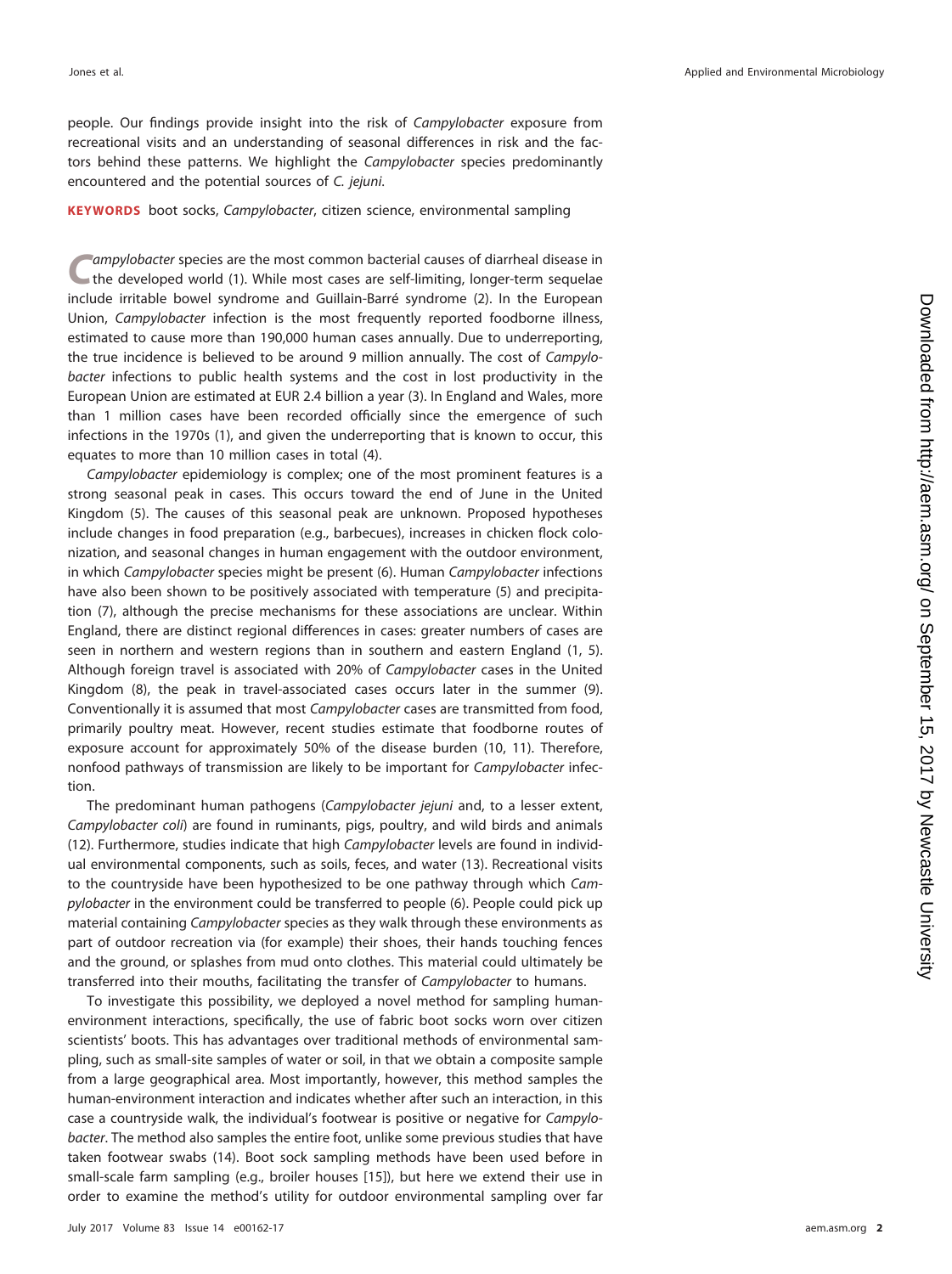people. Our findings provide insight into the risk of *Campylobacter* exposure from recreational visits and an understanding of seasonal differences in risk and the factors behind these patterns. We highlight the *Campylobacter* species predominantly encountered and the potential sources of *C. jejuni*.

**KEYWORDS** boot socks, *Campylobacter*, citizen science, environmental sampling

*Campylobacter* species are the most common bacterial causes of diarrheal disease in the developed world (1). While most cases are self-limiting, longer-term sequelae include irritable bowel syndrome and Guillain-Barré syndrome (2). In the European Union, *Campylobacter* infection is the most frequently reported foodborne illness, estimated to cause more than 190,000 human cases annually. Due to underreporting, the true incidence is believed to be around 9 million annually. The cost of *Campylobacter* infections to public health systems and the cost in lost productivity in the European Union are estimated at EUR 2.4 billion a year (3). In England and Wales, more than 1 million cases have been recorded officially since the emergence of such infections in the 1970s (1), and given the underreporting that is known to occur, this equates to more than 10 million cases in total (4).

*Campylobacter* epidemiology is complex; one of the most prominent features is a strong seasonal peak in cases. This occurs toward the end of June in the United Kingdom (5). The causes of this seasonal peak are unknown. Proposed hypotheses include changes in food preparation (e.g., barbecues), increases in chicken flock colonization, and seasonal changes in human engagement with the outdoor environment, in which *Campylobacter* species might be present (6). Human *Campylobacter* infections have also been shown to be positively associated with temperature (5) and precipitation (7), although the precise mechanisms for these associations are unclear. Within England, there are distinct regional differences in cases: greater numbers of cases are seen in northern and western regions than in southern and eastern England (1, 5). Although foreign travel is associated with 20% of *Campylobacter* cases in the United Kingdom (8), the peak in travel-associated cases occurs later in the summer (9). Conventionally it is assumed that most *Campylobacter* cases are transmitted from food, primarily poultry meat. However, recent studies estimate that foodborne routes of exposure account for approximately 50% of the disease burden (10, 11). Therefore, nonfood pathways of transmission are likely to be important for *Campylobacter* infection.

The predominant human pathogens (*Campylobacter jejuni* and, to a lesser extent, *Campylobacter coli*) are found in ruminants, pigs, poultry, and wild birds and animals (12). Furthermore, studies indicate that high *Campylobacter* levels are found in individual environmental components, such as soils, feces, and water (13). Recreational visits to the countryside have been hypothesized to be one pathway through which *Campylobacter* in the environment could be transferred to people (6). People could pick up material containing *Campylobacter* species as they walk through these environments as part of outdoor recreation via (for example) their shoes, their hands touching fences and the ground, or splashes from mud onto clothes. This material could ultimately be transferred into their mouths, facilitating the transfer of *Campylobacter* to humans.

To investigate this possibility, we deployed a novel method for sampling human-environment interactions, specifically, the use of fabric boot socks worn over citizen scientists' boots. This has advantages over traditional methods of environmental sampling, such as small-site samples of water or soil, in that we obtain a composite sample from a large geographical area. Most importantly, however, this method samples the human-environment interaction and indicates whether after such an interaction, in this case a countryside walk, the individual's footwear is positive or negative for *Campylobacter*. The method also samples the entire foot, unlike some previous studies that have taken footwear swabs (14). Boot sock sampling methods have been used before in small-scale farm sampling (e.g., broiler houses [15]), but here we extend their use in order to examine the method's utility for outdoor environmental sampling over far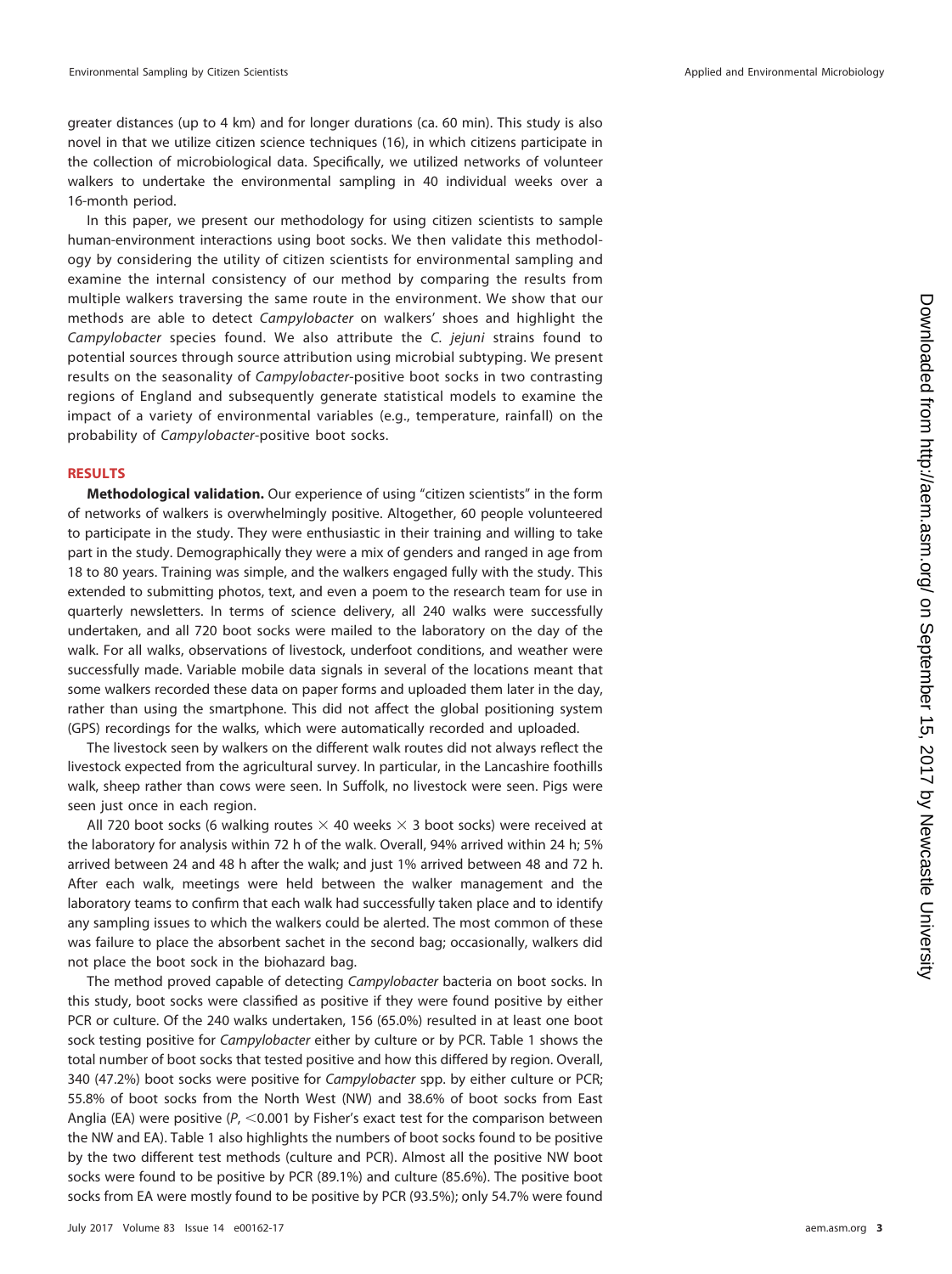greater distances (up to 4 km) and for longer durations (ca. 60 min). This study is also novel in that we utilize citizen science techniques (16), in which citizens participate in the collection of microbiological data. Specifically, we utilized networks of volunteer walkers to undertake the environmental sampling in 40 individual weeks over a 16-month period.

In this paper, we present our methodology for using citizen scientists to sample human-environment interactions using boot socks. We then validate this methodology by considering the utility of citizen scientists for environmental sampling and examine the internal consistency of our method by comparing the results from multiple walkers traversing the same route in the environment. We show that our methods are able to detect *Campylobacter* on walkers' shoes and highlight the *Campylobacter* species found. We also attribute the *C. jejuni* strains found to potential sources through source attribution using microbial subtyping. We present results on the seasonality of *Campylobacter*-positive boot socks in two contrasting regions of England and subsequently generate statistical models to examine the impact of a variety of environmental variables (e.g., temperature, rainfall) on the probability of *Campylobacter*-positive boot socks.

## RESULTS

**Methodological validation.** Our experience of using "citizen scientists" in the form of networks of walkers is overwhelmingly positive. Altogether, 60 people volunteered to participate in the study. They were enthusiastic in their training and willing to take part in the study. Demographically they were a mix of genders and ranged in age from 18 to 80 years. Training was simple, and the walkers engaged fully with the study. This extended to submitting photos, text, and even a poem to the research team for use in quarterly newsletters. In terms of science delivery, all 240 walks were successfully undertaken, and all 720 boot socks were mailed to the laboratory on the day of the walk. For all walks, observations of livestock, underfoot conditions, and weather were successfully made. Variable mobile data signals in several of the locations meant that some walkers recorded these data on paper forms and uploaded them later in the day, rather than using the smartphone. This did not affect the global positioning system (GPS) recordings for the walks, which were automatically recorded and uploaded.

The livestock seen by walkers on the different walk routes did not always reflect the livestock expected from the agricultural survey. In particular, in the Lancashire foothills walk, sheep rather than cows were seen. In Suffolk, no livestock were seen. Pigs were seen just once in each region.

All 720 boot socks (6 walking routes × 40 weeks × 3 boot socks) were received at the laboratory for analysis within 72 h of the walk. Overall, 94% arrived within 24 h; 5% arrived between 24 and 48 h after the walk; and just 1% arrived between 48 and 72 h. After each walk, meetings were held between the walker management and the laboratory teams to confirm that each walk had successfully taken place and to identify any sampling issues to which the walkers could be alerted. The most common of these was failure to place the absorbent sachet in the second bag; occasionally, walkers did not place the boot sock in the biohazard bag.

The method proved capable of detecting *Campylobacter* bacteria on boot socks. In this study, boot socks were classified as positive if they were found positive by either PCR or culture. Of the 240 walks undertaken, 156 (65.0%) resulted in at least one boot sock testing positive for *Campylobacter* either by culture or by PCR. Table 1 shows the total number of boot socks that tested positive and how this differed by region. Overall, 340 (47.2%) boot socks were positive for *Campylobacter* spp. by either culture or PCR; 55.8% of boot socks from the North West (NW) and 38.6% of boot socks from East Anglia (EA) were positive ($P$, $<$0.001 by Fisher's exact test for the comparison between the NW and EA). Table 1 also highlights the numbers of boot socks found to be positive by the two different test methods (culture and PCR). Almost all the positive NW boot socks were found to be positive by PCR (89.1%) and culture (85.6%). The positive boot socks from EA were mostly found to be positive by PCR (93.5%); only 54.7% were found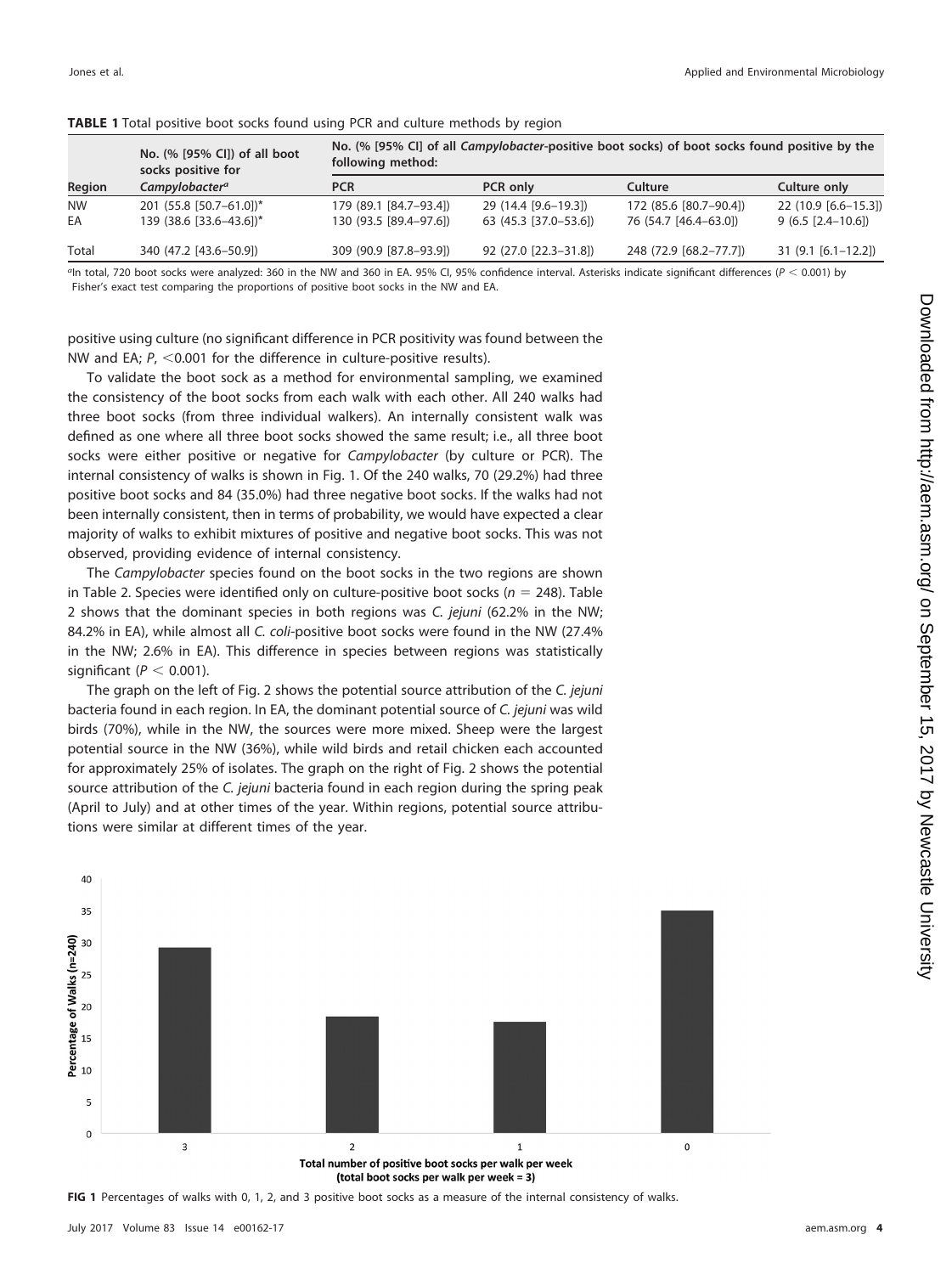**TABLE 1** Total positive boot socks found using PCR and culture methods by region

| Region | No. (% [95% CI]) of all boot socks positive for *Campylobacter*[a] | No. (% [95% CI] of all *Campylobacter*-positive boot socks) of boot socks found positive by the following method: | | | |
|---|---|---|---|---|---|
| | | PCR | PCR only | Culture | Culture only |
| NW | 201 (55.8 [50.7–61.0])* | 179 (89.1 [84.7–93.4]) | 29 (14.4 [9.6–19.3]) | 172 (85.6 [80.7–90.4]) | 22 (10.9 [6.6–15.3]) |
| EA | 139 (38.6 [33.6–43.6])* | 130 (93.5 [89.4–97.6]) | 63 (45.3 [37.0–53.6]) | 76 (54.7 [46.4–63.0]) | 9 (6.5 [2.4–10.6]) |
| Total | 340 (47.2 [43.6–50.9]) | 309 (90.9 [87.8–93.9]) | 92 (27.0 [22.3–31.8]) | 248 (72.9 [68.2–77.7]) | 31 (9.1 [6.1–12.2]) |

[a]In total, 720 boot socks were analyzed: 360 in the NW and 360 in EA. 95% CI, 95% confidence interval. Asterisks indicate significant differences ($P < 0.001$) by Fisher's exact test comparing the proportions of positive boot socks in the NW and EA.

positive using culture (no significant difference in PCR positivity was found between the NW and EA; $P$, $<0.001$ for the difference in culture-positive results).

To validate the boot sock as a method for environmental sampling, we examined the consistency of the boot socks from each walk with each other. All 240 walks had three boot socks (from three individual walkers). An internally consistent walk was defined as one where all three boot socks showed the same result; i.e., all three boot socks were either positive or negative for *Campylobacter* (by culture or PCR). The internal consistency of walks is shown in Fig. 1. Of the 240 walks, 70 (29.2%) had three positive boot socks and 84 (35.0%) had three negative boot socks. If the walks had not been internally consistent, then in terms of probability, we would have expected a clear majority of walks to exhibit mixtures of positive and negative boot socks. This was not observed, providing evidence of internal consistency.

The *Campylobacter* species found on the boot socks in the two regions are shown in Table 2. Species were identified only on culture-positive boot socks ($n = 248$). Table 2 shows that the dominant species in both regions was *C. jejuni* (62.2% in the NW; 84.2% in EA), while almost all *C. coli*-positive boot socks were found in the NW (27.4% in the NW; 2.6% in EA). This difference in species between regions was statistically significant ($P < 0.001$).

The graph on the left of Fig. 2 shows the potential source attribution of the *C. jejuni* bacteria found in each region. In EA, the dominant potential source of *C. jejuni* was wild birds (70%), while in the NW, the sources were more mixed. Sheep were the largest potential source in the NW (36%), while wild birds and retail chicken each accounted for approximately 25% of isolates. The graph on the right of Fig. 2 shows the potential source attribution of the *C. jejuni* bacteria found in each region during the spring peak (April to July) and at other times of the year. Within regions, potential source attributions were similar at different times of the year.

**FIG 1** Percentages of walks with 0, 1, 2, and 3 positive boot socks as a measure of the internal consistency of walks.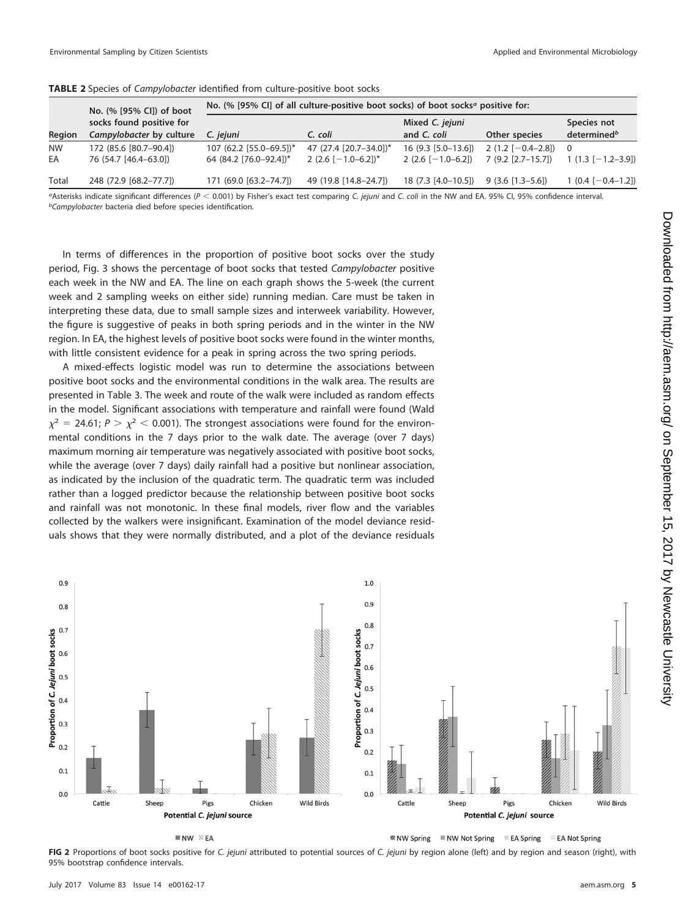**TABLE 2** Species of *Campylobacter* identified from culture-positive boot socks

| Region | No. (% [95% CI]) of boot socks found positive for *Campylobacter* by culture | No. (% [95% CI] of all culture-positive boot socks) of boot socks[a] positive for: | | | | |
|---|---|---|---|---|---|---|
| | | *C. jejuni* | *C. coli* | Mixed *C. jejuni* and *C. coli* | Other species | Species not determined[b] |
| NW | 172 (85.6 [80.7–90.4]) | 107 (62.2 [55.0–69.5])* | 47 (27.4 [20.7–34.0])* | 16 (9.3 [5.0–13.6]) | 2 (1.2 [−0.4–2.8]) | 0 |
| EA | 76 (54.7 [46.4–63.0]) | 64 (84.2 [76.0–92.4])* | 2 (2.6 [−1.0–6.2])* | 2 (2.6 [−1.0–6.2]) | 7 (9.2 [2.7–15.7]) | 1 (1.3 [−1.2–3.9]) |
| Total | 248 (72.9 [68.2–77.7]) | 171 (69.0 [63.2–74.7]) | 49 (19.8 [14.8–24.7]) | 18 (7.3 [4.0–10.5]) | 9 (3.6 [1.3–5.6]) | 1 (0.4 [−0.4–1.2]) |

[a]Asterisks indicate significant differences ($P < 0.001$) by Fisher's exact test comparing *C. jejuni* and *C. coli* in the NW and EA. 95% CI, 95% confidence interval.
[b]*Campylobacter* bacteria died before species identification.

In terms of differences in the proportion of positive boot socks over the study period, Fig. 3 shows the percentage of boot socks that tested *Campylobacter* positive each week in the NW and EA. The line on each graph shows the 5-week (the current week and 2 sampling weeks on either side) running median. Care must be taken in interpreting these data, due to small sample sizes and interweek variability. However, the figure is suggestive of peaks in both spring periods and in the winter in the NW region. In EA, the highest levels of positive boot socks were found in the winter months, with little consistent evidence for a peak in spring across the two spring periods.

A mixed-effects logistic model was run to determine the associations between positive boot socks and the environmental conditions in the walk area. The results are presented in Table 3. The week and route of the walk were included as random effects in the model. Significant associations with temperature and rainfall were found (Wald $\chi^2 = 24.61$; $P > \chi^2 < 0.001$). The strongest associations were found for the environmental conditions in the 7 days prior to the walk date. The average (over 7 days) maximum morning air temperature was negatively associated with positive boot socks, while the average (over 7 days) daily rainfall had a positive but nonlinear association, as indicated by the inclusion of the quadratic term. The quadratic term was included rather than a logged predictor because the relationship between positive boot socks and rainfall was not monotonic. In these final models, river flow and the variables collected by the walkers were insignificant. Examination of the model deviance residuals shows that they were normally distributed, and a plot of the deviance residuals

**FIG 2** Proportions of boot socks positive for *C. jejuni* attributed to potential sources of *C. jejuni* by region alone (left) and by region and season (right), with 95% bootstrap confidence intervals.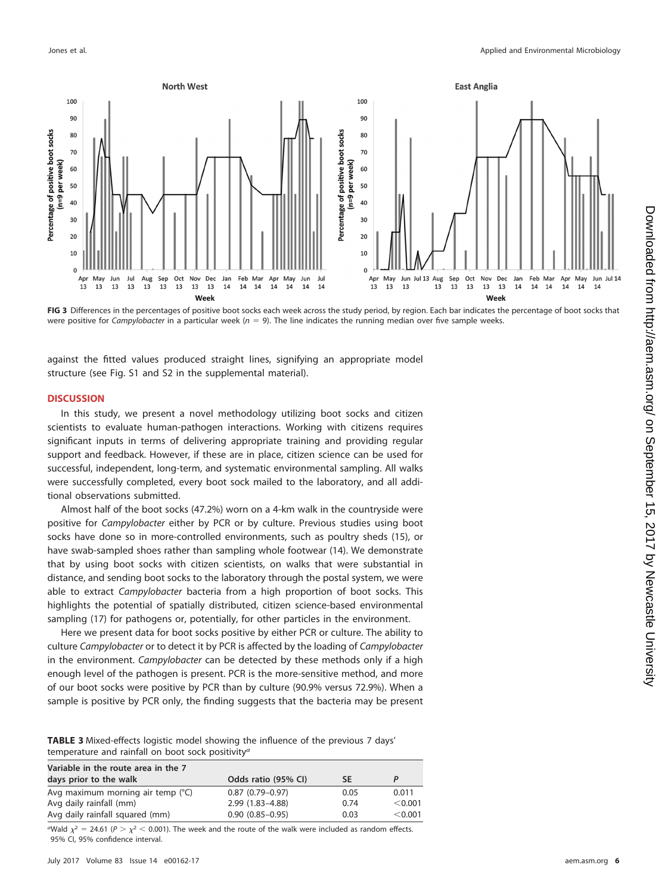FIG 3 Differences in the percentages of positive boot socks each week across the study period, by region. Each bar indicates the percentage of boot socks that were positive for *Campylobacter* in a particular week ($n = 9$). The line indicates the running median over five sample weeks.

against the fitted values produced straight lines, signifying an appropriate model structure (see Fig. S1 and S2 in the supplemental material).

## DISCUSSION

In this study, we present a novel methodology utilizing boot socks and citizen scientists to evaluate human-pathogen interactions. Working with citizens requires significant inputs in terms of delivering appropriate training and providing regular support and feedback. However, if these are in place, citizen science can be used for successful, independent, long-term, and systematic environmental sampling. All walks were successfully completed, every boot sock mailed to the laboratory, and all additional observations submitted.

Almost half of the boot socks (47.2%) worn on a 4-km walk in the countryside were positive for *Campylobacter* either by PCR or by culture. Previous studies using boot socks have done so in more-controlled environments, such as poultry sheds (15), or have swab-sampled shoes rather than sampling whole footwear (14). We demonstrate that by using boot socks with citizen scientists, on walks that were substantial in distance, and sending boot socks to the laboratory through the postal system, we were able to extract *Campylobacter* bacteria from a high proportion of boot socks. This highlights the potential of spatially distributed, citizen science-based environmental sampling (17) for pathogens or, potentially, for other particles in the environment.

Here we present data for boot socks positive by either PCR or culture. The ability to culture *Campylobacter* or to detect it by PCR is affected by the loading of *Campylobacter* in the environment. *Campylobacter* can be detected by these methods only if a high enough level of the pathogen is present. PCR is the more-sensitive method, and more of our boot socks were positive by PCR than by culture (90.9% versus 72.9%). When a sample is positive by PCR only, the finding suggests that the bacteria may be present

**TABLE 3** Mixed-effects logistic model showing the influence of the previous 7 days' temperature and rainfall on boot sock positivity[a]

| Variable in the route area in the 7 days prior to the walk | Odds ratio (95% CI) | SE | P |
|---|---|---|---|
| Avg maximum morning air temp (°C) | 0.87 (0.79–0.97) | 0.05 | 0.011 |
| Avg daily rainfall (mm) | 2.99 (1.83–4.88) | 0.74 | <0.001 |
| Avg daily rainfall squared (mm) | 0.90 (0.85–0.95) | 0.03 | <0.001 |

[a]Wald $\chi^2 = 24.61$ ($P > \chi^2 < 0.001$). The week and the route of the walk were included as random effects. 95% CI, 95% confidence interval.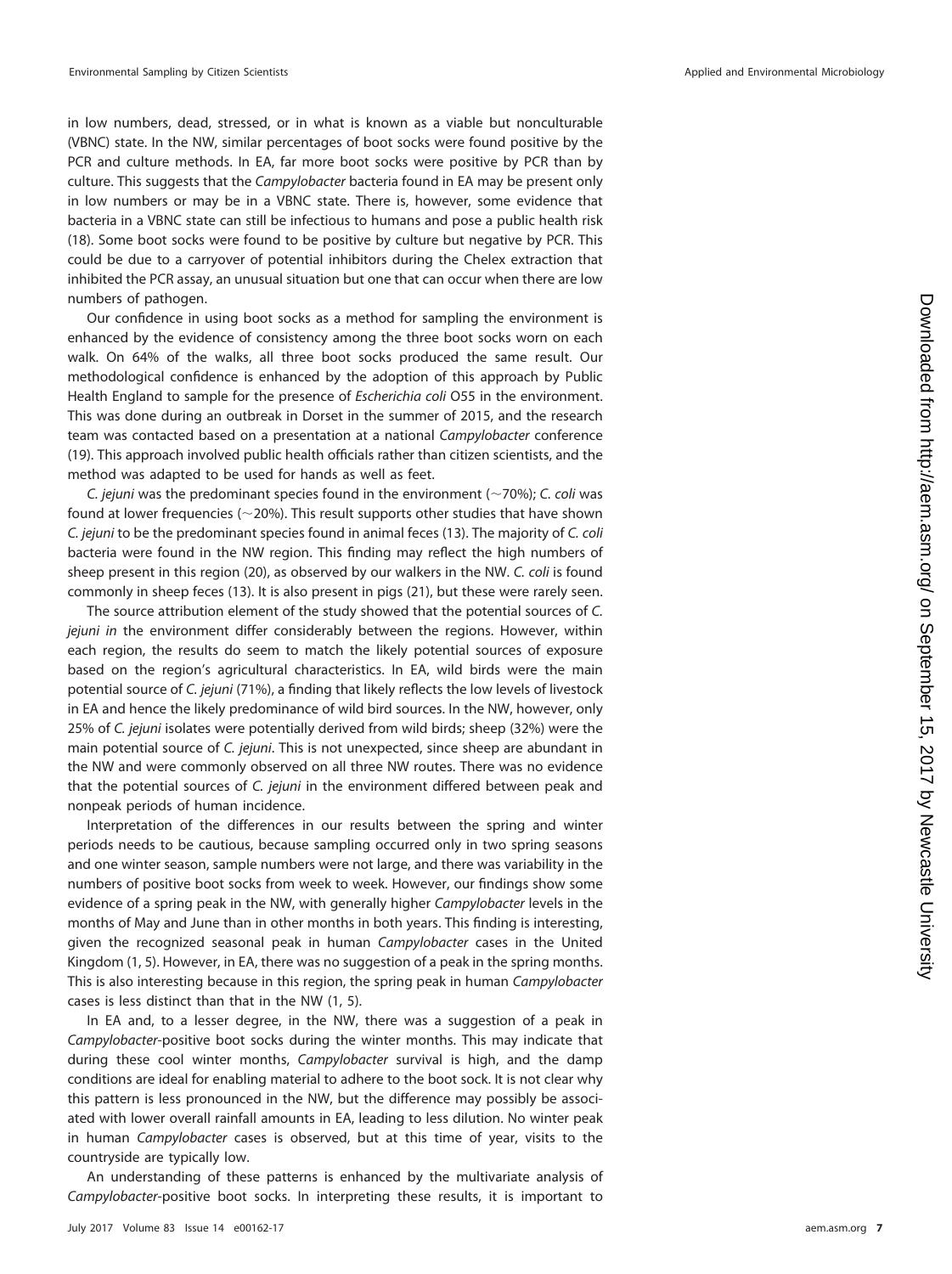in low numbers, dead, stressed, or in what is known as a viable but nonculturable (VBNC) state. In the NW, similar percentages of boot socks were found positive by the PCR and culture methods. In EA, far more boot socks were positive by PCR than by culture. This suggests that the *Campylobacter* bacteria found in EA may be present only in low numbers or may be in a VBNC state. There is, however, some evidence that bacteria in a VBNC state can still be infectious to humans and pose a public health risk (18). Some boot socks were found to be positive by culture but negative by PCR. This could be due to a carryover of potential inhibitors during the Chelex extraction that inhibited the PCR assay, an unusual situation but one that can occur when there are low numbers of pathogen.

Our confidence in using boot socks as a method for sampling the environment is enhanced by the evidence of consistency among the three boot socks worn on each walk. On 64% of the walks, all three boot socks produced the same result. Our methodological confidence is enhanced by the adoption of this approach by Public Health England to sample for the presence of *Escherichia coli* O55 in the environment. This was done during an outbreak in Dorset in the summer of 2015, and the research team was contacted based on a presentation at a national *Campylobacter* conference (19). This approach involved public health officials rather than citizen scientists, and the method was adapted to be used for hands as well as feet.

*C. jejuni* was the predominant species found in the environment (~70%); *C. coli* was found at lower frequencies (~20%). This result supports other studies that have shown *C. jejuni* to be the predominant species found in animal feces (13). The majority of *C. coli* bacteria were found in the NW region. This finding may reflect the high numbers of sheep present in this region (20), as observed by our walkers in the NW. *C. coli* is found commonly in sheep feces (13). It is also present in pigs (21), but these were rarely seen.

The source attribution element of the study showed that the potential sources of *C. jejuni in* the environment differ considerably between the regions. However, within each region, the results do seem to match the likely potential sources of exposure based on the region's agricultural characteristics. In EA, wild birds were the main potential source of *C. jejuni* (71%), a finding that likely reflects the low levels of livestock in EA and hence the likely predominance of wild bird sources. In the NW, however, only 25% of *C. jejuni* isolates were potentially derived from wild birds; sheep (32%) were the main potential source of *C. jejuni*. This is not unexpected, since sheep are abundant in the NW and were commonly observed on all three NW routes. There was no evidence that the potential sources of *C. jejuni* in the environment differed between peak and nonpeak periods of human incidence.

Interpretation of the differences in our results between the spring and winter periods needs to be cautious, because sampling occurred only in two spring seasons and one winter season, sample numbers were not large, and there was variability in the numbers of positive boot socks from week to week. However, our findings show some evidence of a spring peak in the NW, with generally higher *Campylobacter* levels in the months of May and June than in other months in both years. This finding is interesting, given the recognized seasonal peak in human *Campylobacter* cases in the United Kingdom (1, 5). However, in EA, there was no suggestion of a peak in the spring months. This is also interesting because in this region, the spring peak in human *Campylobacter* cases is less distinct than that in the NW (1, 5).

In EA and, to a lesser degree, in the NW, there was a suggestion of a peak in *Campylobacter*-positive boot socks during the winter months. This may indicate that during these cool winter months, *Campylobacter* survival is high, and the damp conditions are ideal for enabling material to adhere to the boot sock. It is not clear why this pattern is less pronounced in the NW, but the difference may possibly be associated with lower overall rainfall amounts in EA, leading to less dilution. No winter peak in human *Campylobacter* cases is observed, but at this time of year, visits to the countryside are typically low.

An understanding of these patterns is enhanced by the multivariate analysis of *Campylobacter*-positive boot socks. In interpreting these results, it is important to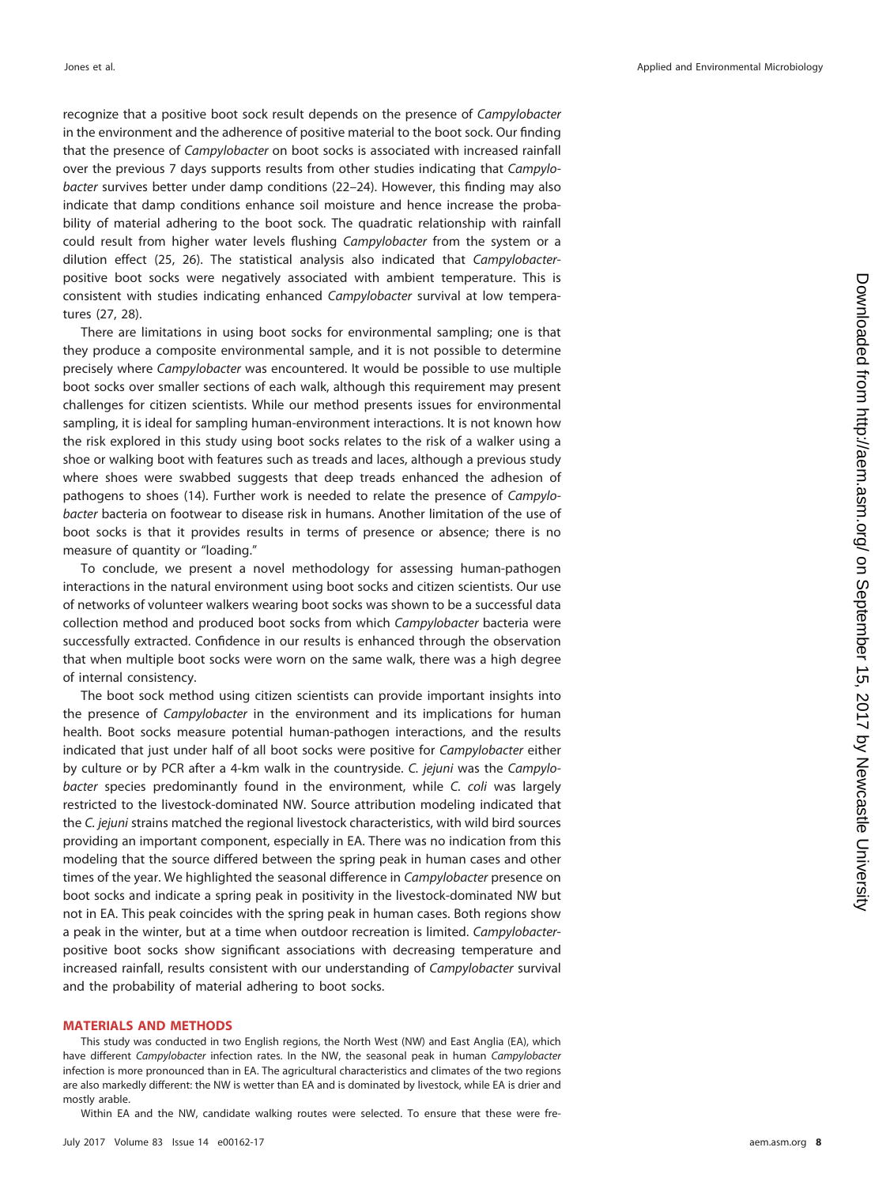recognize that a positive boot sock result depends on the presence of *Campylobacter* in the environment and the adherence of positive material to the boot sock. Our finding that the presence of *Campylobacter* on boot socks is associated with increased rainfall over the previous 7 days supports results from other studies indicating that *Campylobacter* survives better under damp conditions (22–24). However, this finding may also indicate that damp conditions enhance soil moisture and hence increase the probability of material adhering to the boot sock. The quadratic relationship with rainfall could result from higher water levels flushing *Campylobacter* from the system or a dilution effect (25, 26). The statistical analysis also indicated that *Campylobacter*-positive boot socks were negatively associated with ambient temperature. This is consistent with studies indicating enhanced *Campylobacter* survival at low temperatures (27, 28).

There are limitations in using boot socks for environmental sampling; one is that they produce a composite environmental sample, and it is not possible to determine precisely where *Campylobacter* was encountered. It would be possible to use multiple boot socks over smaller sections of each walk, although this requirement may present challenges for citizen scientists. While our method presents issues for environmental sampling, it is ideal for sampling human-environment interactions. It is not known how the risk explored in this study using boot socks relates to the risk of a walker using a shoe or walking boot with features such as treads and laces, although a previous study where shoes were swabbed suggests that deep treads enhanced the adhesion of pathogens to shoes (14). Further work is needed to relate the presence of *Campylobacter* bacteria on footwear to disease risk in humans. Another limitation of the use of boot socks is that it provides results in terms of presence or absence; there is no measure of quantity or "loading."

To conclude, we present a novel methodology for assessing human-pathogen interactions in the natural environment using boot socks and citizen scientists. Our use of networks of volunteer walkers wearing boot socks was shown to be a successful data collection method and produced boot socks from which *Campylobacter* bacteria were successfully extracted. Confidence in our results is enhanced through the observation that when multiple boot socks were worn on the same walk, there was a high degree of internal consistency.

The boot sock method using citizen scientists can provide important insights into the presence of *Campylobacter* in the environment and its implications for human health. Boot socks measure potential human-pathogen interactions, and the results indicated that just under half of all boot socks were positive for *Campylobacter* either by culture or by PCR after a 4-km walk in the countryside. *C. jejuni* was the *Campylobacter* species predominantly found in the environment, while *C. coli* was largely restricted to the livestock-dominated NW. Source attribution modeling indicated that the *C. jejuni* strains matched the regional livestock characteristics, with wild bird sources providing an important component, especially in EA. There was no indication from this modeling that the source differed between the spring peak in human cases and other times of the year. We highlighted the seasonal difference in *Campylobacter* presence on boot socks and indicate a spring peak in positivity in the livestock-dominated NW but not in EA. This peak coincides with the spring peak in human cases. Both regions show a peak in the winter, but at a time when outdoor recreation is limited. *Campylobacter*-positive boot socks show significant associations with decreasing temperature and increased rainfall, results consistent with our understanding of *Campylobacter* survival and the probability of material adhering to boot socks.

## MATERIALS AND METHODS

This study was conducted in two English regions, the North West (NW) and East Anglia (EA), which have different *Campylobacter* infection rates. In the NW, the seasonal peak in human *Campylobacter* infection is more pronounced than in EA. The agricultural characteristics and climates of the two regions are also markedly different: the NW is wetter than EA and is dominated by livestock, while EA is drier and mostly arable.

Within EA and the NW, candidate walking routes were selected. To ensure that these were fre-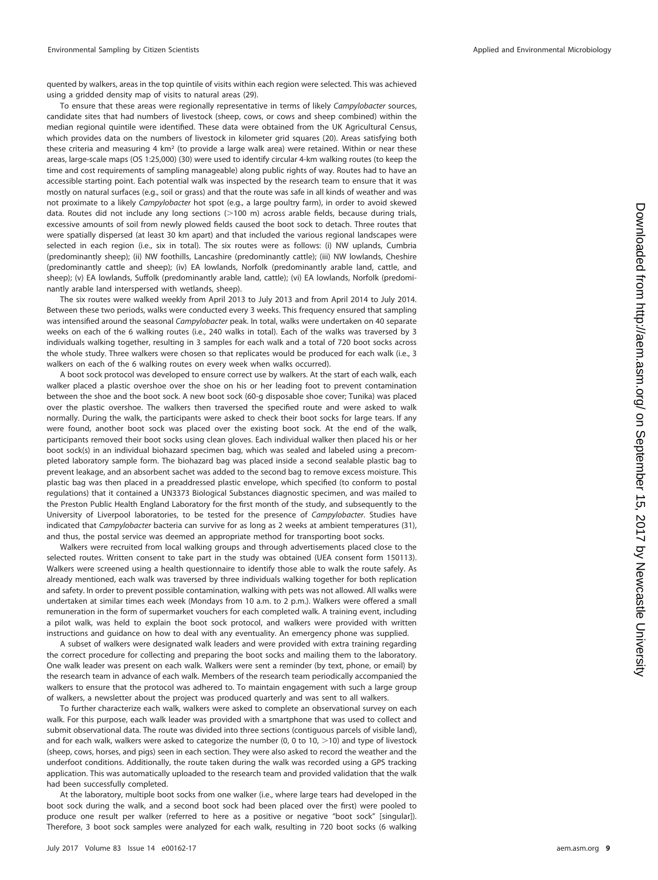quented by walkers, areas in the top quintile of visits within each region were selected. This was achieved using a gridded density map of visits to natural areas (29).

To ensure that these areas were regionally representative in terms of likely *Campylobacter* sources, candidate sites that had numbers of livestock (sheep, cows, or cows and sheep combined) within the median regional quintile were identified. These data were obtained from the UK Agricultural Census, which provides data on the numbers of livestock in kilometer grid squares (20). Areas satisfying both these criteria and measuring 4 km$^2$ (to provide a large walk area) were retained. Within or near these areas, large-scale maps (OS 1:25,000) (30) were used to identify circular 4-km walking routes (to keep the time and cost requirements of sampling manageable) along public rights of way. Routes had to have an accessible starting point. Each potential walk was inspected by the research team to ensure that it was mostly on natural surfaces (e.g., soil or grass) and that the route was safe in all kinds of weather and was not proximate to a likely *Campylobacter* hot spot (e.g., a large poultry farm), in order to avoid skewed data. Routes did not include any long sections (>100 m) across arable fields, because during trials, excessive amounts of soil from newly plowed fields caused the boot sock to detach. Three routes that were spatially dispersed (at least 30 km apart) and that included the various regional landscapes were selected in each region (i.e., six in total). The six routes were as follows: (i) NW uplands, Cumbria (predominantly sheep); (ii) NW foothills, Lancashire (predominantly cattle); (iii) NW lowlands, Cheshire (predominantly cattle and sheep); (iv) EA lowlands, Norfolk (predominantly arable land, cattle, and sheep); (v) EA lowlands, Suffolk (predominantly arable land, cattle); (vi) EA lowlands, Norfolk (predominantly arable land interspersed with wetlands, sheep).

The six routes were walked weekly from April 2013 to July 2013 and from April 2014 to July 2014. Between these two periods, walks were conducted every 3 weeks. This frequency ensured that sampling was intensified around the seasonal *Campylobacter* peak. In total, walks were undertaken on 40 separate weeks on each of the 6 walking routes (i.e., 240 walks in total). Each of the walks was traversed by 3 individuals walking together, resulting in 3 samples for each walk and a total of 720 boot socks across the whole study. Three walkers were chosen so that replicates would be produced for each walk (i.e., 3 walkers on each of the 6 walking routes on every week when walks occurred).

A boot sock protocol was developed to ensure correct use by walkers. At the start of each walk, each walker placed a plastic overshoe over the shoe on his or her leading foot to prevent contamination between the shoe and the boot sock. A new boot sock (60-g disposable shoe cover; Tunika) was placed over the plastic overshoe. The walkers then traversed the specified route and were asked to walk normally. During the walk, the participants were asked to check their boot socks for large tears. If any were found, another boot sock was placed over the existing boot sock. At the end of the walk, participants removed their boot socks using clean gloves. Each individual walker then placed his or her boot sock(s) in an individual biohazard specimen bag, which was sealed and labeled using a precompleted laboratory sample form. The biohazard bag was placed inside a second sealable plastic bag to prevent leakage, and an absorbent sachet was added to the second bag to remove excess moisture. This plastic bag was then placed in a preaddressed plastic envelope, which specified (to conform to postal regulations) that it contained a UN3373 Biological Substances diagnostic specimen, and was mailed to the Preston Public Health England Laboratory for the first month of the study, and subsequently to the University of Liverpool laboratories, to be tested for the presence of *Campylobacter*. Studies have indicated that *Campylobacter* bacteria can survive for as long as 2 weeks at ambient temperatures (31), and thus, the postal service was deemed an appropriate method for transporting boot socks.

Walkers were recruited from local walking groups and through advertisements placed close to the selected routes. Written consent to take part in the study was obtained (UEA consent form 150113). Walkers were screened using a health questionnaire to identify those able to walk the route safely. As already mentioned, each walk was traversed by three individuals walking together for both replication and safety. In order to prevent possible contamination, walking with pets was not allowed. All walks were undertaken at similar times each week (Mondays from 10 a.m. to 2 p.m.). Walkers were offered a small remuneration in the form of supermarket vouchers for each completed walk. A training event, including a pilot walk, was held to explain the boot sock protocol, and walkers were provided with written instructions and guidance on how to deal with any eventuality. An emergency phone was supplied.

A subset of walkers were designated walk leaders and were provided with extra training regarding the correct procedure for collecting and preparing the boot socks and mailing them to the laboratory. One walk leader was present on each walk. Walkers were sent a reminder (by text, phone, or email) by the research team in advance of each walk. Members of the research team periodically accompanied the walkers to ensure that the protocol was adhered to. To maintain engagement with such a large group of walkers, a newsletter about the project was produced quarterly and was sent to all walkers.

To further characterize each walk, walkers were asked to complete an observational survey on each walk. For this purpose, each walk leader was provided with a smartphone that was used to collect and submit observational data. The route was divided into three sections (contiguous parcels of visible land), and for each walk, walkers were asked to categorize the number (0, 0 to 10, >10) and type of livestock (sheep, cows, horses, and pigs) seen in each section. They were also asked to record the weather and the underfoot conditions. Additionally, the route taken during the walk was recorded using a GPS tracking application. This was automatically uploaded to the research team and provided validation that the walk had been successfully completed.

At the laboratory, multiple boot socks from one walker (i.e., where large tears had developed in the boot sock during the walk, and a second boot sock had been placed over the first) were pooled to produce one result per walker (referred to here as a positive or negative "boot sock" [singular]). Therefore, 3 boot sock samples were analyzed for each walk, resulting in 720 boot socks (6 walking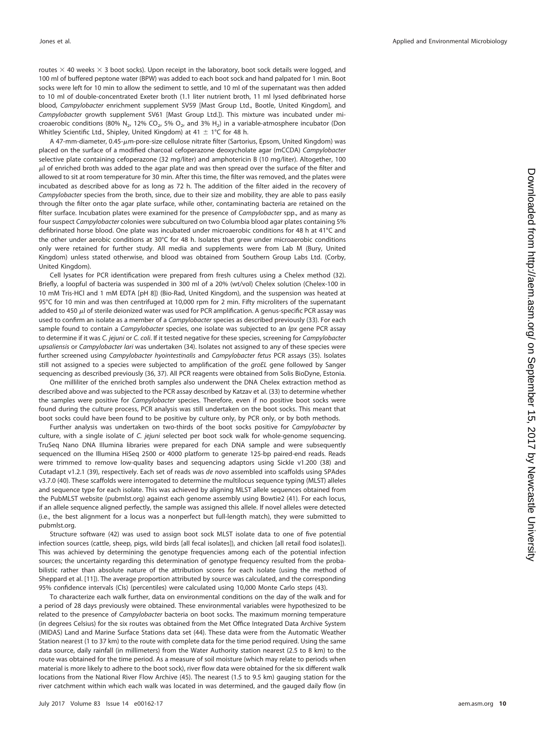routes × 40 weeks × 3 boot socks). Upon receipt in the laboratory, boot sock details were logged, and 100 ml of buffered peptone water (BPW) was added to each boot sock and hand palpated for 1 min. Boot socks were left for 10 min to allow the sediment to settle, and 10 ml of the supernatant was then added to 10 ml of double-concentrated Exeter broth (1.1 liter nutrient broth, 11 ml lysed defibrinated horse blood, *Campylobacter* enrichment supplement SV59 [Mast Group Ltd., Bootle, United Kingdom], and *Campylobacter* growth supplement SV61 [Mast Group Ltd.]). This mixture was incubated under microaerobic conditions (80% $N_2$, 12% $CO_2$, 5% $O_2$, and 3% $H_2$) in a variable-atmosphere incubator (Don Whitley Scientific Ltd., Shipley, United Kingdom) at 41 ± 1°C for 48 h.

A 47-mm-diameter, 0.45-$\mu$m-pore-size cellulose nitrate filter (Sartorius, Epsom, United Kingdom) was placed on the surface of a modified charcoal cefoperazone deoxycholate agar (mCCDA) *Campylobacter* selective plate containing cefoperazone (32 mg/liter) and amphotericin B (10 mg/liter). Altogether, 100 $\mu$l of enriched broth was added to the agar plate and was then spread over the surface of the filter and allowed to sit at room temperature for 30 min. After this time, the filter was removed, and the plates were incubated as described above for as long as 72 h. The addition of the filter aided in the recovery of *Campylobacter* species from the broth, since, due to their size and mobility, they are able to pass easily through the filter onto the agar plate surface, while other, contaminating bacteria are retained on the filter surface. Incubation plates were examined for the presence of *Campylobacter* spp., and as many as four suspect *Campylobacter* colonies were subcultured on two Columbia blood agar plates containing 5% defibrinated horse blood. One plate was incubated under microaerobic conditions for 48 h at 41°C and the other under aerobic conditions at 30°C for 48 h. Isolates that grew under microaerobic conditions only were retained for further study. All media and supplements were from Lab M (Bury, United Kingdom) unless stated otherwise, and blood was obtained from Southern Group Labs Ltd. (Corby, United Kingdom).

Cell lysates for PCR identification were prepared from fresh cultures using a Chelex method (32). Briefly, a loopful of bacteria was suspended in 300 ml of a 20% (wt/vol) Chelex solution (Chelex-100 in 10 mM Tris-HCl and 1 mM EDTA [pH 8]) (Bio-Rad, United Kingdom), and the suspension was heated at 95°C for 10 min and was then centrifuged at 10,000 rpm for 2 min. Fifty microliters of the supernatant added to 450 $\mu$l of sterile deionized water was used for PCR amplification. A genus-specific PCR assay was used to confirm an isolate as a member of a *Campylobacter* species as described previously (33). For each sample found to contain a *Campylobacter* species, one isolate was subjected to an *lpx* gene PCR assay to determine if it was *C. jejuni* or *C. coli*. If it tested negative for these species, screening for *Campylobacter upsaliensis* or *Campylobacter lari* was undertaken (34). Isolates not assigned to any of these species were further screened using *Campylobacter hyointestinalis* and *Campylobacter fetus* PCR assays (35). Isolates still not assigned to a species were subjected to amplification of the *groEL* gene followed by Sanger sequencing as described previously (36, 37). All PCR reagents were obtained from Solis BioDyne, Estonia.

One milliliter of the enriched broth samples also underwent the DNA Chelex extraction method as described above and was subjected to the PCR assay described by Katzav et al. (33) to determine whether the samples were positive for *Campylobacter* species. Therefore, even if no positive boot socks were found during the culture process, PCR analysis was still undertaken on the boot socks. This meant that boot socks could have been found to be positive by culture only, by PCR only, or by both methods.

Further analysis was undertaken on two-thirds of the boot socks positive for *Campylobacter* by culture, with a single isolate of *C. jejuni* selected per boot sock walk for whole-genome sequencing. TruSeq Nano DNA Illumina libraries were prepared for each DNA sample and were subsequently sequenced on the Illumina HiSeq 2500 or 4000 platform to generate 125-bp paired-end reads. Reads were trimmed to remove low-quality bases and sequencing adaptors using Sickle v1.200 (38) and Cutadapt v1.2.1 (39), respectively. Each set of reads was *de novo* assembled into scaffolds using SPAdes v3.7.0 (40). These scaffolds were interrogated to determine the multilocus sequence typing (MLST) alleles and sequence type for each isolate. This was achieved by aligning MLST allele sequences obtained from the PubMLST website (pubmlst.org) against each genome assembly using Bowtie2 (41). For each locus, if an allele sequence aligned perfectly, the sample was assigned this allele. If novel alleles were detected (i.e., the best alignment for a locus was a nonperfect but full-length match), they were submitted to pubmlst.org.

Structure software (42) was used to assign boot sock MLST isolate data to one of five potential infection sources (cattle, sheep, pigs, wild birds [all fecal isolates]), and chicken [all retail food isolates]). This was achieved by determining the genotype frequencies among each of the potential infection sources; the uncertainty regarding this determination of genotype frequency resulted from the probabilistic rather than absolute nature of the attribution scores for each isolate (using the method of Sheppard et al. [11]). The average proportion attributed by source was calculated, and the corresponding 95% confidence intervals (CIs) (percentiles) were calculated using 10,000 Monte Carlo steps (43).

To characterize each walk further, data on environmental conditions on the day of the walk and for a period of 28 days previously were obtained. These environmental variables were hypothesized to be related to the presence of *Campylobacter* bacteria on boot socks. The maximum morning temperature (in degrees Celsius) for the six routes was obtained from the Met Office Integrated Data Archive System (MIDAS) Land and Marine Surface Stations data set (44). These data were from the Automatic Weather Station nearest (1 to 37 km) to the route with complete data for the time period required. Using the same data source, daily rainfall (in millimeters) from the Water Authority station nearest (2.5 to 8 km) to the route was obtained for the time period. As a measure of soil moisture (which may relate to periods when material is more likely to adhere to the boot sock), river flow data were obtained for the six different walk locations from the National River Flow Archive (45). The nearest (1.5 to 9.5 km) gauging station for the river catchment within which each walk was located in was determined, and the gauged daily flow (in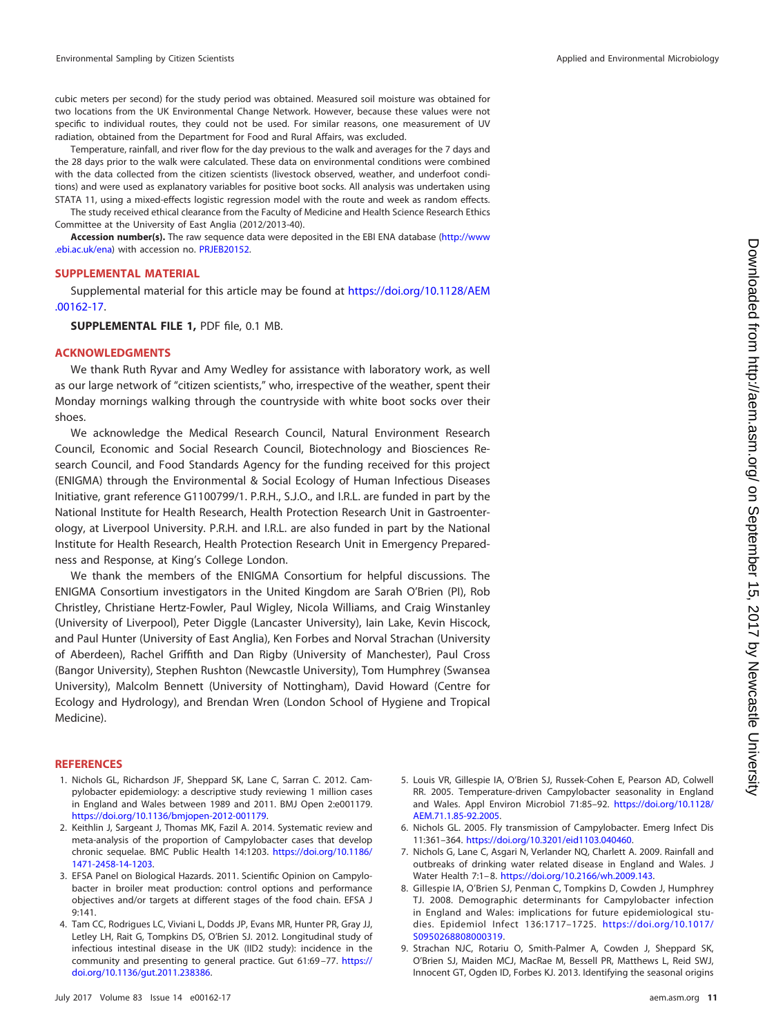cubic meters per second) for the study period was obtained. Measured soil moisture was obtained for two locations from the UK Environmental Change Network. However, because these values were not specific to individual routes, they could not be used. For similar reasons, one measurement of UV radiation, obtained from the Department for Food and Rural Affairs, was excluded.

Temperature, rainfall, and river flow for the day previous to the walk and averages for the 7 days and the 28 days prior to the walk were calculated. These data on environmental conditions were combined with the data collected from the citizen scientists (livestock observed, weather, and underfoot conditions) and were used as explanatory variables for positive boot socks. All analysis was undertaken using STATA 11, using a mixed-effects logistic regression model with the route and week as random effects.

The study received ethical clearance from the Faculty of Medicine and Health Science Research Ethics Committee at the University of East Anglia (2012/2013-40).

**Accession number(s).** The raw sequence data were deposited in the EBI ENA database (http://www.ebi.ac.uk/ena) with accession no. PRJEB20152.

## SUPPLEMENTAL MATERIAL

Supplemental material for this article may be found at https://doi.org/10.1128/AEM.00162-17.

**SUPPLEMENTAL FILE 1,** PDF file, 0.1 MB.

## ACKNOWLEDGMENTS

We thank Ruth Ryvar and Amy Wedley for assistance with laboratory work, as well as our large network of "citizen scientists," who, irrespective of the weather, spent their Monday mornings walking through the countryside with white boot socks over their shoes.

We acknowledge the Medical Research Council, Natural Environment Research Council, Economic and Social Research Council, Biotechnology and Biosciences Research Council, and Food Standards Agency for the funding received for this project (ENIGMA) through the Environmental & Social Ecology of Human Infectious Diseases Initiative, grant reference G1100799/1. P.R.H., S.J.O., and I.R.L. are funded in part by the National Institute for Health Research, Health Protection Research Unit in Gastroenterology, at Liverpool University. P.R.H. and I.R.L. are also funded in part by the National Institute for Health Research, Health Protection Research Unit in Emergency Preparedness and Response, at King's College London.

We thank the members of the ENIGMA Consortium for helpful discussions. The ENIGMA Consortium investigators in the United Kingdom are Sarah O'Brien (PI), Rob Christley, Christiane Hertz-Fowler, Paul Wigley, Nicola Williams, and Craig Winstanley (University of Liverpool), Peter Diggle (Lancaster University), Iain Lake, Kevin Hiscock, and Paul Hunter (University of East Anglia), Ken Forbes and Norval Strachan (University of Aberdeen), Rachel Griffith and Dan Rigby (University of Manchester), Paul Cross (Bangor University), Stephen Rushton (Newcastle University), Tom Humphrey (Swansea University), Malcolm Bennett (University of Nottingham), David Howard (Centre for Ecology and Hydrology), and Brendan Wren (London School of Hygiene and Tropical Medicine).

## REFERENCES

1. Nichols GL, Richardson JF, Sheppard SK, Lane C, Sarran C. 2012. Campylobacter epidemiology: a descriptive study reviewing 1 million cases in England and Wales between 1989 and 2011. BMJ Open 2:e001179. https://doi.org/10.1136/bmjopen-2012-001179.
2. Keithlin J, Sargeant J, Thomas MK, Fazil A. 2014. Systematic review and meta-analysis of the proportion of Campylobacter cases that develop chronic sequelae. BMC Public Health 14:1203. https://doi.org/10.1186/1471-2458-14-1203.
3. EFSA Panel on Biological Hazards. 2011. Scientific Opinion on Campylobacter in broiler meat production: control options and performance objectives and/or targets at different stages of the food chain. EFSA J 9:141.
4. Tam CC, Rodrigues LC, Viviani L, Dodds JP, Evans MR, Hunter PR, Gray JJ, Letley LH, Rait G, Tompkins DS, O'Brien SJ. 2012. Longitudinal study of infectious intestinal disease in the UK (IID2 study): incidence in the community and presenting to general practice. Gut 61:69–77. https://doi.org/10.1136/gut.2011.238386.
5. Louis VR, Gillespie IA, O'Brien SJ, Russek-Cohen E, Pearson AD, Colwell RR. 2005. Temperature-driven Campylobacter seasonality in England and Wales. Appl Environ Microbiol 71:85–92. https://doi.org/10.1128/AEM.71.1.85-92.2005.
6. Nichols GL. 2005. Fly transmission of Campylobacter. Emerg Infect Dis 11:361–364. https://doi.org/10.3201/eid1103.040460.
7. Nichols G, Lane C, Asgari N, Verlander NQ, Charlett A. 2009. Rainfall and outbreaks of drinking water related disease in England and Wales. J Water Health 7:1–8. https://doi.org/10.2166/wh.2009.143.
8. Gillespie IA, O'Brien SJ, Penman C, Tompkins D, Cowden J, Humphrey TJ. 2008. Demographic determinants for Campylobacter infection in England and Wales: implications for future epidemiological studies. Epidemiol Infect 136:1717–1725. https://doi.org/10.1017/S0950268808000319.
9. Strachan NJC, Rotariu O, Smith-Palmer A, Cowden J, Sheppard SK, O'Brien SJ, Maiden MCJ, MacRae M, Bessell PR, Matthews L, Reid SWJ, Innocent GT, Ogden ID, Forbes KJ. 2013. Identifying the seasonal origins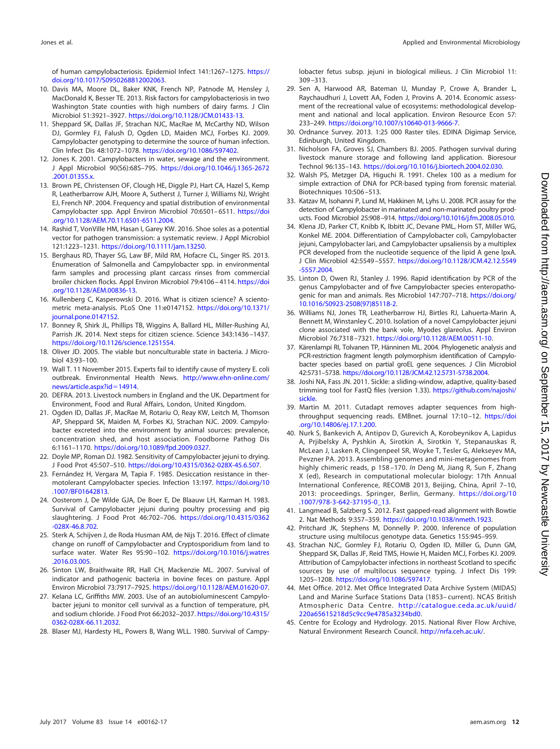of human campylobacteriosis. Epidemiol Infect 141:1267–1275. https://doi.org/10.1017/S0950268812002063.

10. Davis MA, Moore DL, Baker KNK, French NP, Patnode M, Hensley J, MacDonald K, Besser TE. 2013. Risk factors for campylobacteriosis in two Washington State counties with high numbers of dairy farms. J Clin Microbiol 51:3921–3927. https://doi.org/10.1128/JCM.01433-13.
11. Sheppard SK, Dallas JF, Strachan NJC, MacRae M, McCarthy ND, Wilson DJ, Gormley FJ, Falush D, Ogden LD, Maiden MCJ, Forbes KJ. 2009. Campylobacter genotyping to determine the source of human infection. Clin Infect Dis 48:1072–1078. https://doi.org/10.1086/597402.
12. Jones K. 2001. Campylobacters in water, sewage and the environment. J Appl Microbiol 90(S6):68S–79S. https://doi.org/10.1046/j.1365-2672.2001.01355.x.
13. Brown PE, Christensen OF, Clough HE, Diggle PJ, Hart CA, Hazel S, Kemp R, Leatherbarrow AJH, Moore A, Sutherst J, Turner J, Williams NJ, Wright EJ, French NP. 2004. Frequency and spatial distribution of environmental Campylobacter spp. Appl Environ Microbiol 70:6501–6511. https://doi.org/10.1128/AEM.70.11.6501-6511.2004.
14. Rashid T, VonVille HM, Hasan I, Garey KW. 2016. Shoe soles as a potential vector for pathogen transmission: a systematic review. J Appl Microbiol 121:1223–1231. https://doi.org/10.1111/jam.13250.
15. Berghaus RD, Thayer SG, Law BF, Mild RM, Hofacre CL, Singer RS. 2013. Enumeration of Salmonella and Campylobacter spp. in environmental farm samples and processing plant carcass rinses from commercial broiler chicken flocks. Appl Environ Microbiol 79:4106–4114. https://doi.org/10.1128/AEM.00836-13.
16. Kullenberg C, Kasperowski D. 2016. What is citizen science? A scientometric meta-analysis. PLoS One 11:e0147152. https://doi.org/10.1371/journal.pone.0147152.
17. Bonney R, Shirk JL, Phillips TB, Wiggins A, Ballard HL, Miller-Rushing AJ, Parrish JK. 2014. Next steps for citizen science. Science 343:1436–1437. https://doi.org/10.1126/science.1251554.
18. Oliver JD. 2005. The viable but nonculturable state in bacteria. J Microbiol 43:93–100.
19. Wall T. 11 November 2015. Experts fail to identify cause of mystery E. coli outbreak. Environmental Health News. http://www.ehn-online.com/news/article.aspx?id=14914.
20. DEFRA. 2013. Livestock numbers in England and the UK. Department for Environment, Food and Rural Affairs, London, United Kingdom.
21. Ogden ID, Dallas JF, MacRae M, Rotariu O, Reay KW, Leitch M, Thomson AP, Sheppard SK, Maiden M, Forbes KJ, Strachan NJC. 2009. Campylobacter excreted into the environment by animal sources: prevalence, concentration shed, and host association. Foodborne Pathog Dis 6:1161–1170. https://doi.org/10.1089/fpd.2009.0327.
22. Doyle MP, Roman DJ. 1982. Sensitivity of Campylobacter jejuni to drying. J Food Prot 45:507–510. https://doi.org/10.4315/0362-028X-45.6.507.
23. Fernández H, Vergara M, Tapia F. 1985. Desiccation resistance in thermotolerant Campylobacter species. Infection 13:197. https://doi.org/10.1007/BF01642813.
24. Oosterom J, De Wilde GJA, De Boer E, De Blaauw LH, Karman H. 1983. Survival of Campylobacter jejuni during poultry processing and pig slaughtering. J Food Prot 46:702–706. https://doi.org/10.4315/0362-028X-46.8.702.
25. Sterk A, Schijven J, de Roda Husman AM, de Nijs T. 2016. Effect of climate change on runoff of Campylobacter and Cryptosporidium from land to surface water. Water Res 95:90–102. https://doi.org/10.1016/j.watres.2016.03.005.
26. Sinton LW, Braithwaite RR, Hall CH, Mackenzie ML. 2007. Survival of indicator and pathogenic bacteria in bovine feces on pasture. Appl Environ Microbiol 73:7917–7925. https://doi.org/10.1128/AEM.01620-07.
27. Kelana LC, Griffiths MW. 2003. Use of an autobioluminescent Campylobacter jejuni to monitor cell survival as a function of temperature, pH, and sodium chloride. J Food Prot 66:2032–2037. https://doi.org/10.4315/0362-028X-66.11.2032.
28. Blaser MJ, Hardesty HL, Powers B, Wang WLL. 1980. Survival of Campylobacter fetus subsp. jejuni in biological milieus. J Clin Microbiol 11:309–313.
29. Sen A, Harwood AR, Bateman IJ, Munday P, Crowe A, Brander L, Raychaudhuri J, Lovett AA, Foden J, Provins A. 2014. Economic assessment of the recreational value of ecosystems: methodological development and national and local application. Environ Resource Econ 57:233–249. https://doi.org/10.1007/s10640-013-9666-7.
30. Ordnance Survey. 2013. 1:25 000 Raster tiles. EDINA Digimap Service, Edinburgh, United Kingdom.
31. Nicholson FA, Groves SJ, Chambers BJ. 2005. Pathogen survival during livestock manure storage and following land application. Bioresour Technol 96:135–143. https://doi.org/10.1016/j.biortech.2004.02.030.
32. Walsh PS, Metzger DA, Higuchi R. 1991. Chelex 100 as a medium for simple extraction of DNA for PCR-based typing from forensic material. Biotechniques 10:506–513.
33. Katzav M, Isohanni P, Lund M, Hakkinen M, Lyhs U. 2008. PCR assay for the detection of Campylobacter in marinated and non-marinated poultry products. Food Microbiol 25:908–914. https://doi.org/10.1016/j.fm.2008.05.010.
34. Klena JD, Parker CT, Knibb K, Ibbitt JC, Devane PML, Horn ST, Miller WG, Konkel ME. 2004. Differentiation of Campylobacter coli, Campylobacter jejuni, Campylobacter lari, and Campylobacter upsaliensis by a multiplex PCR developed from the nucleotide sequence of the lipid A gene lpxA. J Clin Microbiol 42:5549–5557. https://doi.org/10.1128/JCM.42.12.5549-5557.2004.
35. Linton D, Owen RJ, Stanley J. 1996. Rapid identification by PCR of the genus Campylobacter and of five Campylobacter species enteropathogenic for man and animals. Res Microbiol 147:707–718. https://doi.org/10.1016/S0923-2508(97)85118-2.
36. Williams NJ, Jones TR, Leatherbarrow HJ, Birtles RJ, Lahuerta-Marin A, Bennett M, Winstanley C. 2010. Isolation of a novel Campylobacter jejuni clone associated with the bank vole, Myodes glareolus. Appl Environ Microbiol 76:7318–7321. https://doi.org/10.1128/AEM.00511-10.
37. Kärenlampi RI, Tolvanen TP, Hänninen ML. 2004. Phylogenetic analysis and PCR-restriction fragment length polymorphism identification of Campylobacter species based on partial groEL gene sequences. J Clin Microbiol 42:5731–5738. https://doi.org/10.1128/JCM.42.12.5731-5738.2004.
38. Joshi NA, Fass JN. 2011. Sickle: a sliding-window, adaptive, quality-based trimming tool for FastQ files (version 1.33). https://github.com/najoshi/sickle.
39. Martin M. 2011. Cutadapt removes adapter sequences from high-throughput sequencing reads. EMBnet. journal 17:10–12. https://doi.org/10.14806/ej.17.1.200.
40. Nurk S, Bankevich A, Antipov D, Gurevich A, Korobeynikov A, Lapidus A, Prjibelsky A, Pyshkin A, Sirotkin A, Sirotkin Y, Stepanauskas R, McLean J, Lasken R, Clingenpeel SR, Woyke T, Tesler G, Alekseyev MA, Pevzner PA. 2013. Assembling genomes and mini-metagenomes from highly chimeric reads, p 158–170. *In* Deng M, Jiang R, Sun F, Zhang X (ed), Research in computational molecular biology: 17th Annual International Conference, RECOMB 2013, Beijing, China, April 7–10, 2013: proceedings. Springer, Berlin, Germany. https://doi.org/10.1007/978-3-642-37195-0_13.
41. Langmead B, Salzberg S. 2012. Fast gapped-read alignment with Bowtie 2. Nat Methods 9:357–359. https://doi.org/10.1038/nmeth.1923.
42. Pritchard JK, Stephens M, Donnelly P. 2000. Inference of population structure using multilocus genotype data. Genetics 155:945–959.
43. Strachan NJC, Gormley FJ, Rotariu O, Ogden ID, Miller G, Dunn GM, Sheppard SK, Dallas JF, Reid TMS, Howie H, Maiden MCJ, Forbes KJ. 2009. Attribution of Campylobacter infections in northeast Scotland to specific sources by use of multilocus sequence typing. J Infect Dis 199:1205–1208. https://doi.org/10.1086/597417.
44. Met Office. 2012. Met Office Integrated Data Archive System (MIDAS) Land and Marine Surface Stations Data (1853–current). NCAS British Atmospheric Data Centre. http://catalogue.ceda.ac.uk/uuid/220a65615218d5c9cc9e4785a3234bd0.
45. Centre for Ecology and Hydrology. 2015. National River Flow Archive, Natural Environment Research Council. http://nrfa.ceh.ac.uk/.